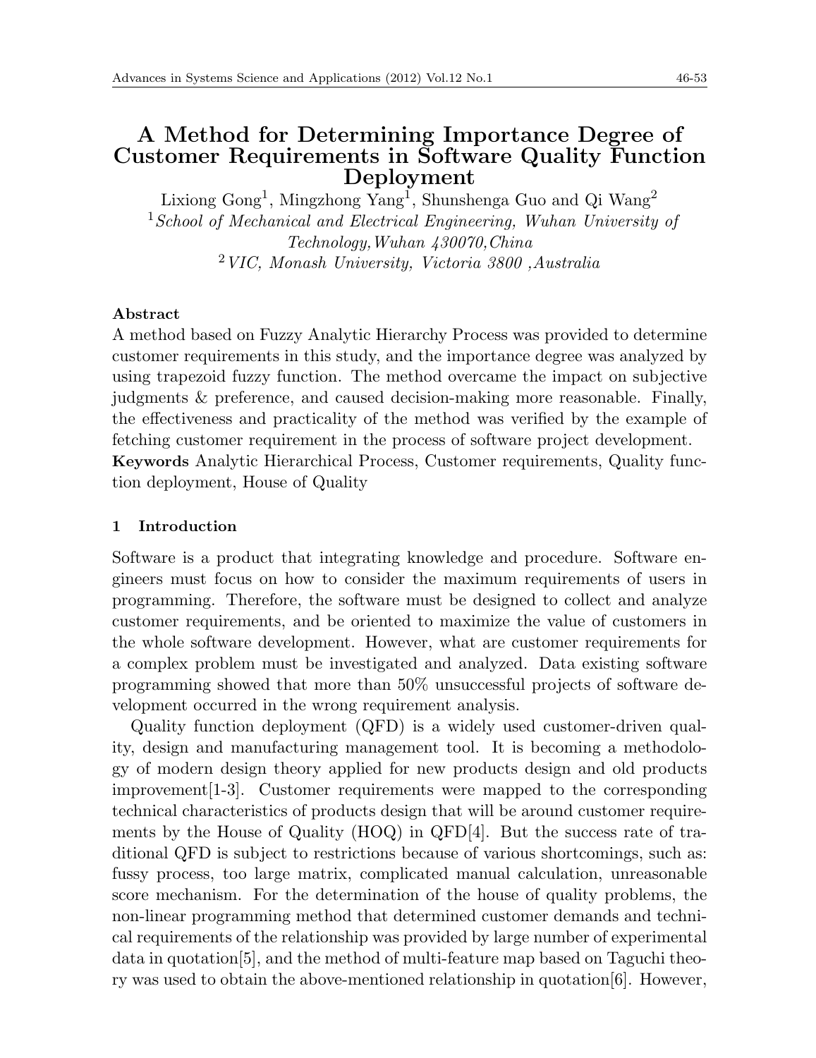# A Method for Determining Importance Degree of Customer Requirements in Software Quality Function Deployment

Lixiong Gong[1], Mingzhong Yang[1], Shunshenga Guo and Qi Wang[2]

[1] *School of Mechanical and Electrical Engineering, Wuhan University of Technology, Wuhan 430070, China*

[2] *VIC, Monash University, Victoria 3800, Australia*

**Abstract**

A method based on Fuzzy Analytic Hierarchy Process was provided to determine customer requirements in this study, and the importance degree was analyzed by using trapezoid fuzzy function. The method overcame the impact on subjective judgments & preference, and caused decision-making more reasonable. Finally, the effectiveness and practicality of the method was verified by the example of fetching customer requirement in the process of software project development.

**Keywords** Analytic Hierarchical Process, Customer requirements, Quality function deployment, House of Quality

## 1 Introduction

Software is a product that integrating knowledge and procedure. Software engineers must focus on how to consider the maximum requirements of users in programming. Therefore, the software must be designed to collect and analyze customer requirements, and be oriented to maximize the value of customers in the whole software development. However, what are customer requirements for a complex problem must be investigated and analyzed. Data existing software programming showed that more than 50% unsuccessful projects of software development occurred in the wrong requirement analysis.

Quality function deployment (QFD) is a widely used customer-driven quality, design and manufacturing management tool. It is becoming a methodology of modern design theory applied for new products design and old products improvement[1-3]. Customer requirements were mapped to the corresponding technical characteristics of products design that will be around customer requirements by the House of Quality (HOQ) in QFD[4]. But the success rate of traditional QFD is subject to restrictions because of various shortcomings, such as: fussy process, too large matrix, complicated manual calculation, unreasonable score mechanism. For the determination of the house of quality problems, the non-linear programming method that determined customer demands and technical requirements of the relationship was provided by large number of experimental data in quotation[5], and the method of multi-feature map based on Taguchi theory was used to obtain the above-mentioned relationship in quotation[6]. However,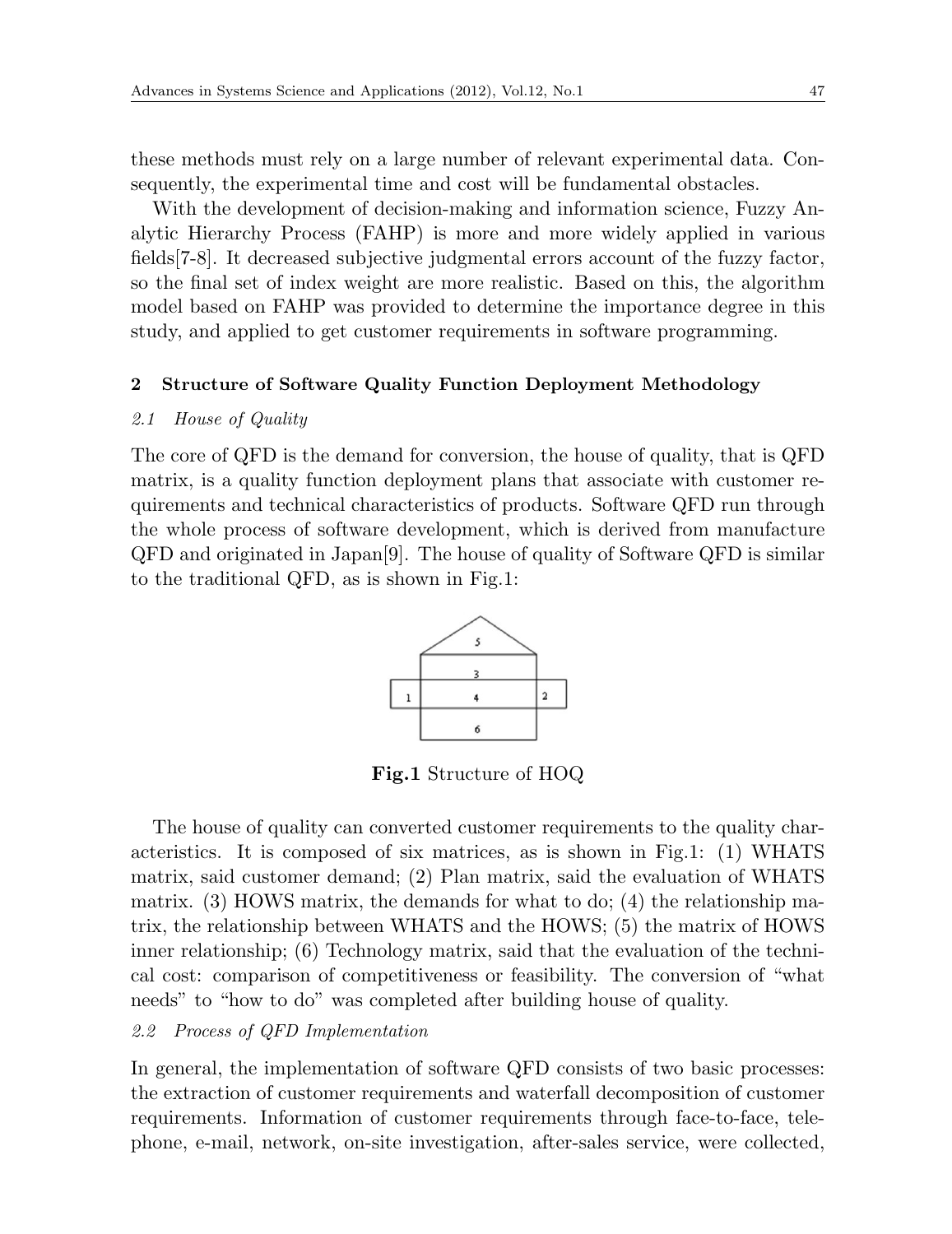these methods must rely on a large number of relevant experimental data. Consequently, the experimental time and cost will be fundamental obstacles.

With the development of decision-making and information science, Fuzzy Analytic Hierarchy Process (FAHP) is more and more widely applied in various fields[7-8]. It decreased subjective judgmental errors account of the fuzzy factor, so the final set of index weight are more realistic. Based on this, the algorithm model based on FAHP was provided to determine the importance degree in this study, and applied to get customer requirements in software programming.

## 2 Structure of Software Quality Function Deployment Methodology

### *2.1 House of Quality*

The core of QFD is the demand for conversion, the house of quality, that is QFD matrix, is a quality function deployment plans that associate with customer requirements and technical characteristics of products. Software QFD run through the whole process of software development, which is derived from manufacture QFD and originated in Japan[9]. The house of quality of Software QFD is similar to the traditional QFD, as is shown in Fig.1:

**Fig.1** Structure of HOQ

The house of quality can converted customer requirements to the quality characteristics. It is composed of six matrices, as is shown in Fig.1: (1) WHATS matrix, said customer demand; (2) Plan matrix, said the evaluation of WHATS matrix. (3) HOWS matrix, the demands for what to do; (4) the relationship matrix, the relationship between WHATS and the HOWS; (5) the matrix of HOWS inner relationship; (6) Technology matrix, said that the evaluation of the technical cost: comparison of competitiveness or feasibility. The conversion of "what needs" to "how to do" was completed after building house of quality.

### *2.2 Process of QFD Implementation*

In general, the implementation of software QFD consists of two basic processes: the extraction of customer requirements and waterfall decomposition of customer requirements. Information of customer requirements through face-to-face, telephone, e-mail, network, on-site investigation, after-sales service, were collected,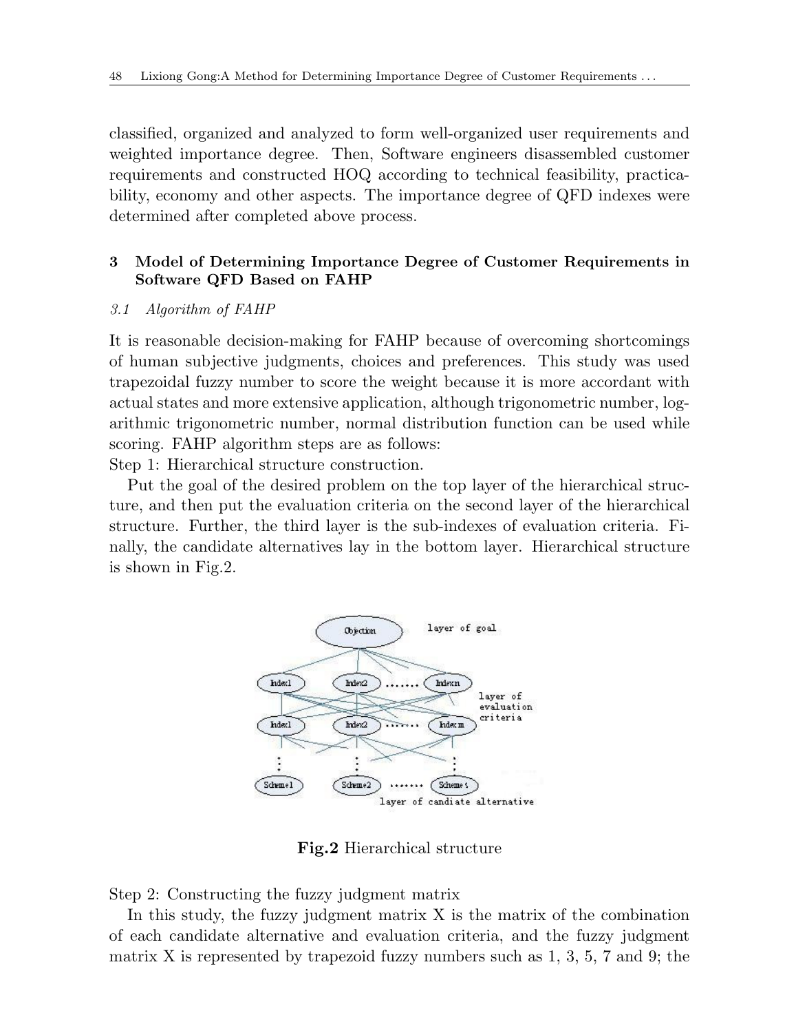classified, organized and analyzed to form well-organized user requirements and weighted importance degree. Then, Software engineers disassembled customer requirements and constructed HOQ according to technical feasibility, practicability, economy and other aspects. The importance degree of QFD indexes were determined after completed above process.

## 3 Model of Determining Importance Degree of Customer Requirements in Software QFD Based on FAHP

### *3.1 Algorithm of FAHP*

It is reasonable decision-making for FAHP because of overcoming shortcomings of human subjective judgments, choices and preferences. This study was used trapezoidal fuzzy number to score the weight because it is more accordant with actual states and more extensive application, although trigonometric number, logarithmic trigonometric number, normal distribution function can be used while scoring. FAHP algorithm steps are as follows:

Step 1: Hierarchical structure construction.

Put the goal of the desired problem on the top layer of the hierarchical structure, and then put the evaluation criteria on the second layer of the hierarchical structure. Further, the third layer is the sub-indexes of evaluation criteria. Finally, the candidate alternatives lay in the bottom layer. Hierarchical structure is shown in Fig.2.

**Fig.2** Hierarchical structure

Step 2: Constructing the fuzzy judgment matrix

In this study, the fuzzy judgment matrix X is the matrix of the combination of each candidate alternative and evaluation criteria, and the fuzzy judgment matrix X is represented by trapezoid fuzzy numbers such as 1, 3, 5, 7 and 9; the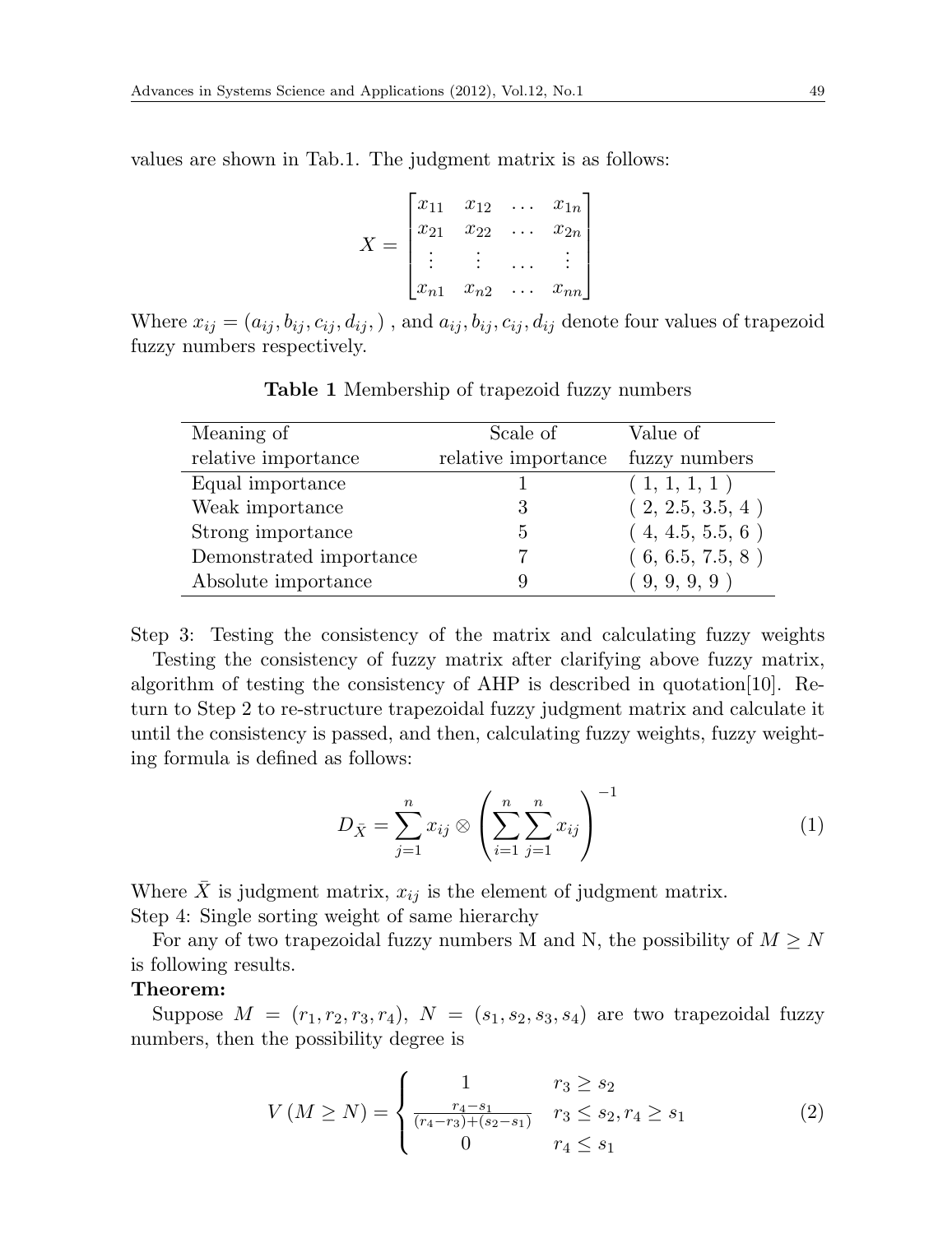values are shown in Tab.1. The judgment matrix is as follows:

$$X = \begin{bmatrix} x_{11} & x_{12} & \dots & x_{1n} \\ x_{21} & x_{22} & \dots & x_{2n} \\ \vdots & \vdots & \dots & \vdots \\ x_{n1} & x_{n2} & \dots & x_{nn} \end{bmatrix}$$

Where $x_{ij} = (a_{ij}, b_{ij}, c_{ij}, d_{ij}, )$ , and $a_{ij}, b_{ij}, c_{ij}, d_{ij}$ denote four values of trapezoid fuzzy numbers respectively.

**Table 1** Membership of trapezoid fuzzy numbers

| Meaning of relative importance | Scale of relative importance | Value of fuzzy numbers |
|---|---|---|
| Equal importance | 1 | ( 1, 1, 1, 1 ) |
| Weak importance | 3 | ( 2, 2.5, 3.5, 4 ) |
| Strong importance | 5 | ( 4, 4.5, 5.5, 6 ) |
| Demonstrated importance | 7 | ( 6, 6.5, 7.5, 8 ) |
| Absolute importance | 9 | ( 9, 9, 9, 9 ) |

Step 3: Testing the consistency of the matrix and calculating fuzzy weights

Testing the consistency of fuzzy matrix after clarifying above fuzzy matrix, algorithm of testing the consistency of AHP is described in quotation[10]. Return to Step 2 to re-structure trapezoidal fuzzy judgment matrix and calculate it until the consistency is passed, and then, calculating fuzzy weights, fuzzy weighting formula is defined as follows:

$$D_{\bar{X}} = \sum_{j=1}^{n} x_{ij} \otimes \left( \sum_{i=1}^{n} \sum_{j=1}^{n} x_{ij} \right)^{-1} \tag{1}$$

Where $\bar{X}$ is judgment matrix, $x_{ij}$ is the element of judgment matrix.

Step 4: Single sorting weight of same hierarchy

For any of two trapezoidal fuzzy numbers M and N, the possibility of $M \geq N$ is following results.

**Theorem:**

Suppose $M = (r_1, r_2, r_3, r_4)$, $N = (s_1, s_2, s_3, s_4)$ are two trapezoidal fuzzy numbers, then the possibility degree is

$$V(M \geq N) = \begin{cases} 1 & r_3 \geq s_2 \\ \frac{r_4 - s_1}{(r_4 - r_3) + (s_2 - s_1)} & r_3 \leq s_2, r_4 \geq s_1 \\ 0 & r_4 \leq s_1 \end{cases} \tag{2}$$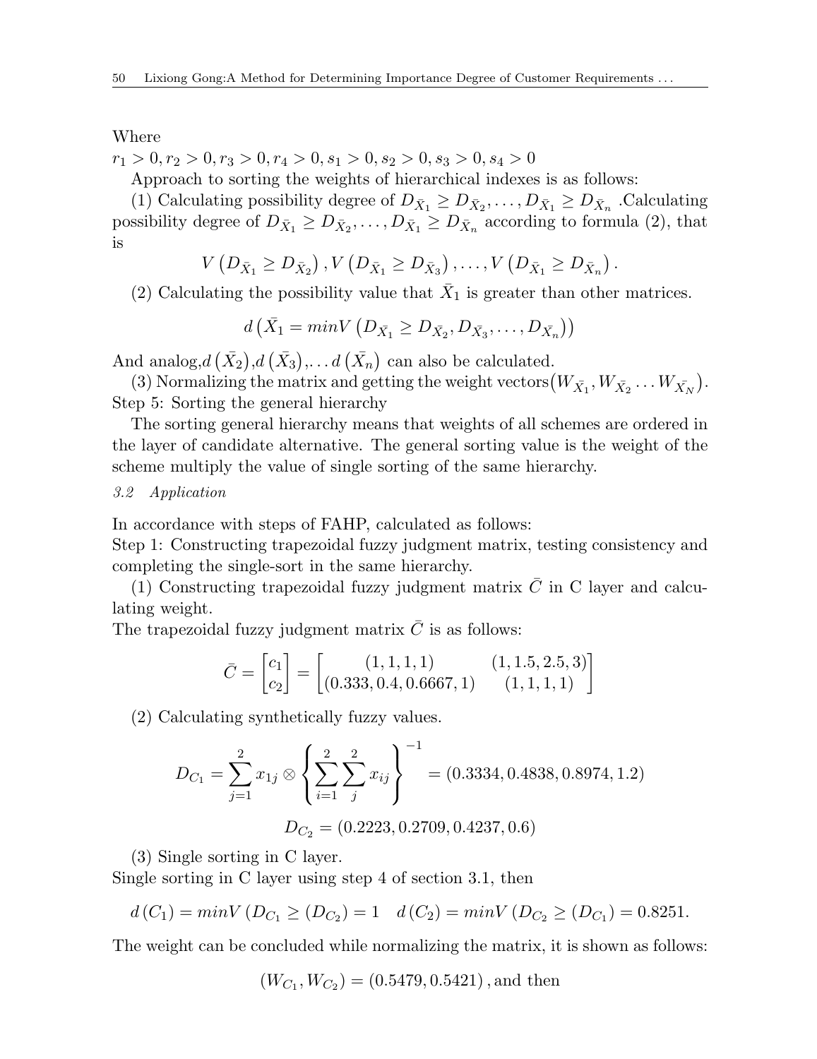Where

$r_1 > 0, r_2 > 0, r_3 > 0, r_4 > 0, s_1 > 0, s_2 > 0, s_3 > 0, s_4 > 0$

Approach to sorting the weights of hierarchical indexes is as follows:

(1) Calculating possibility degree of $D_{\bar{X}_1} \geq D_{\bar{X}_2}, \ldots, D_{\bar{X}_1} \geq D_{\bar{X}_n}$ .Calculating possibility degree of $D_{\bar{X}_1} \geq D_{\bar{X}_2}, \ldots, D_{\bar{X}_1} \geq D_{\bar{X}_n}$ according to formula (2), that is

$$V\left(D_{\bar{X}_1} \geq D_{\bar{X}_2}\right), V\left(D_{\bar{X}_1} \geq D_{\bar{X}_3}\right), \ldots, V\left(D_{\bar{X}_1} \geq D_{\bar{X}_n}\right).$$

(2) Calculating the possibility value that $\bar{X}_1$ is greater than other matrices.

$$d\left(\bar{X}_1 = minV\left(D_{\bar{X}_1} \geq D_{\bar{X}_2}, D_{\bar{X}_3}, \ldots, D_{\bar{X}_n}\right)\right)$$

And analog,$d\left(\bar{X}_2\right)$,$d\left(\bar{X}_3\right)$,... $d\left(\bar{X}_n\right)$ can also be calculated.

(3) Normalizing the matrix and getting the weight vectors$\left(W_{\bar{X}_1}, W_{\bar{X}_2} \ldots W_{\bar{X}_N}\right)$.

Step 5: Sorting the general hierarchy

The sorting general hierarchy means that weights of all schemes are ordered in the layer of candidate alternative. The general sorting value is the weight of the scheme multiply the value of single sorting of the same hierarchy.

### *3.2 Application*

In accordance with steps of FAHP, calculated as follows:

Step 1: Constructing trapezoidal fuzzy judgment matrix, testing consistency and completing the single-sort in the same hierarchy.

(1) Constructing trapezoidal fuzzy judgment matrix $\bar{C}$ in C layer and calculating weight.

The trapezoidal fuzzy judgment matrix $\bar{C}$ is as follows:

$$\bar{C} = \begin{bmatrix} c_1 \\ c_2 \end{bmatrix} = \begin{bmatrix} (1,1,1,1) & (1,1.5,2.5,3) \\ (0.333, 0.4, 0.6667, 1) & (1,1,1,1) \end{bmatrix}$$

(2) Calculating synthetically fuzzy values.

$$D_{C_1} = \sum_{j=1}^{2} x_{1j} \otimes \left\{ \sum_{i=1}^{2} \sum_{j}^{2} x_{ij} \right\}^{-1} = (0.3334, 0.4838, 0.8974, 1.2)$$

$$D_{C_2} = (0.2223, 0.2709, 0.4237, 0.6)$$

(3) Single sorting in C layer.

Single sorting in C layer using step 4 of section 3.1, then

$$d\left(C_1\right) = minV\left(D_{C_1} \geq \left(D_{C_2}\right) = 1 \quad d\left(C_2\right) = minV\left(D_{C_2} \geq \left(D_{C_1}\right) = 0.8251.\right.\right.$$

The weight can be concluded while normalizing the matrix, it is shown as follows:

$$\left(W_{C_1}, W_{C_2}\right) = (0.5479, 0.5421)\text{, and then}$$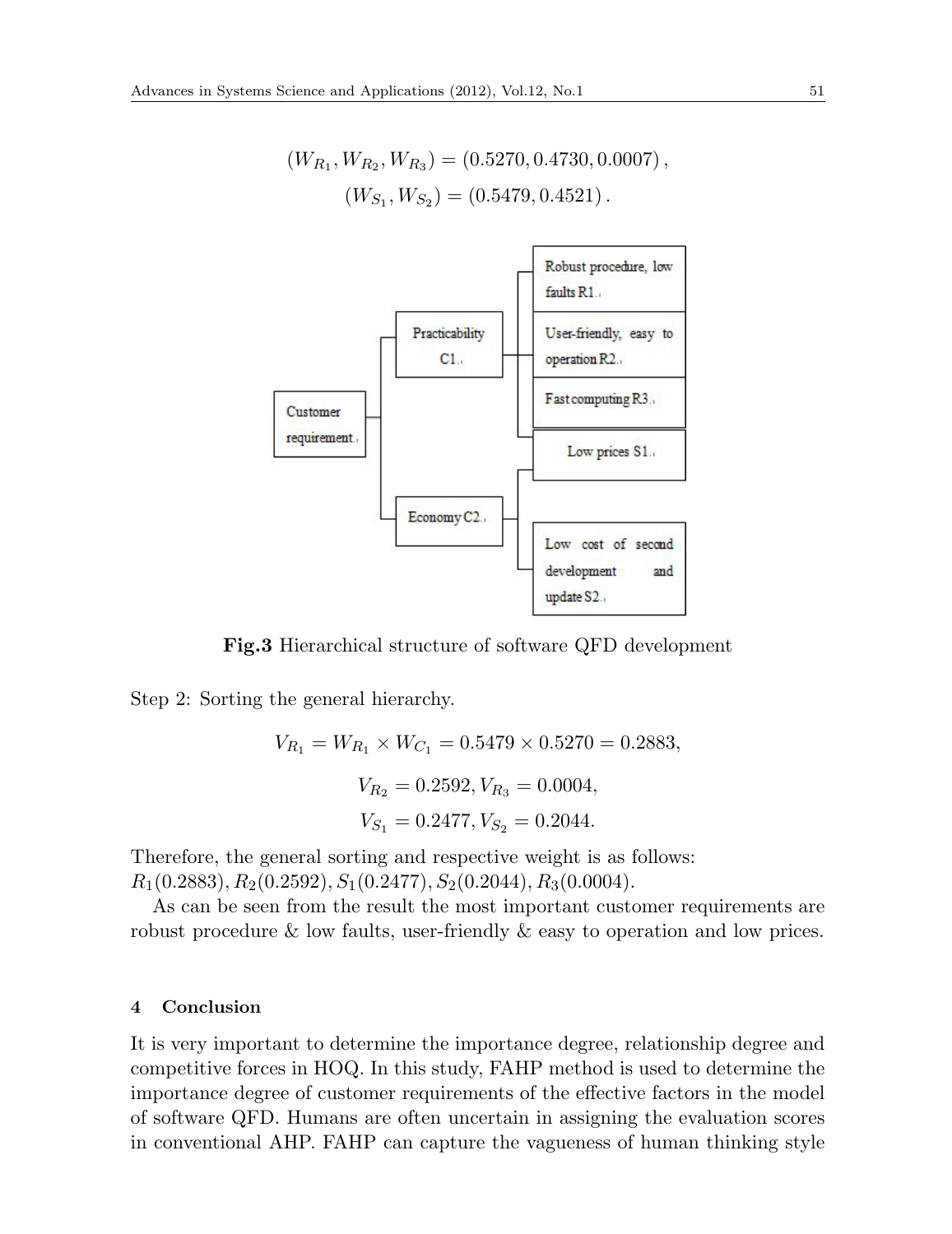$$(W_{R_1}, W_{R_2}, W_{R_3}) = (0.5270, 0.4730, 0.0007),$$

$$(W_{S_1}, W_{S_2}) = (0.5479, 0.4521).$$

**Fig.3** Hierarchical structure of software QFD development

Step 2: Sorting the general hierarchy.

$$V_{R_1} = W_{R_1} \times W_{C_1} = 0.5479 \times 0.5270 = 0.2883,$$

$$V_{R_2} = 0.2592, V_{R_3} = 0.0004,$$

$$V_{S_1} = 0.2477, V_{S_2} = 0.2044.$$

Therefore, the general sorting and respective weight is as follows:
$R_1(0.2883), R_2(0.2592), S_1(0.2477), S_2(0.2044), R_3(0.0004)$.

As can be seen from the result the most important customer requirements are robust procedure & low faults, user-friendly & easy to operation and low prices.

## 4 Conclusion

It is very important to determine the importance degree, relationship degree and competitive forces in HOQ. In this study, FAHP method is used to determine the importance degree of customer requirements of the effective factors in the model of software QFD. Humans are often uncertain in assigning the evaluation scores in conventional AHP. FAHP can capture the vagueness of human thinking style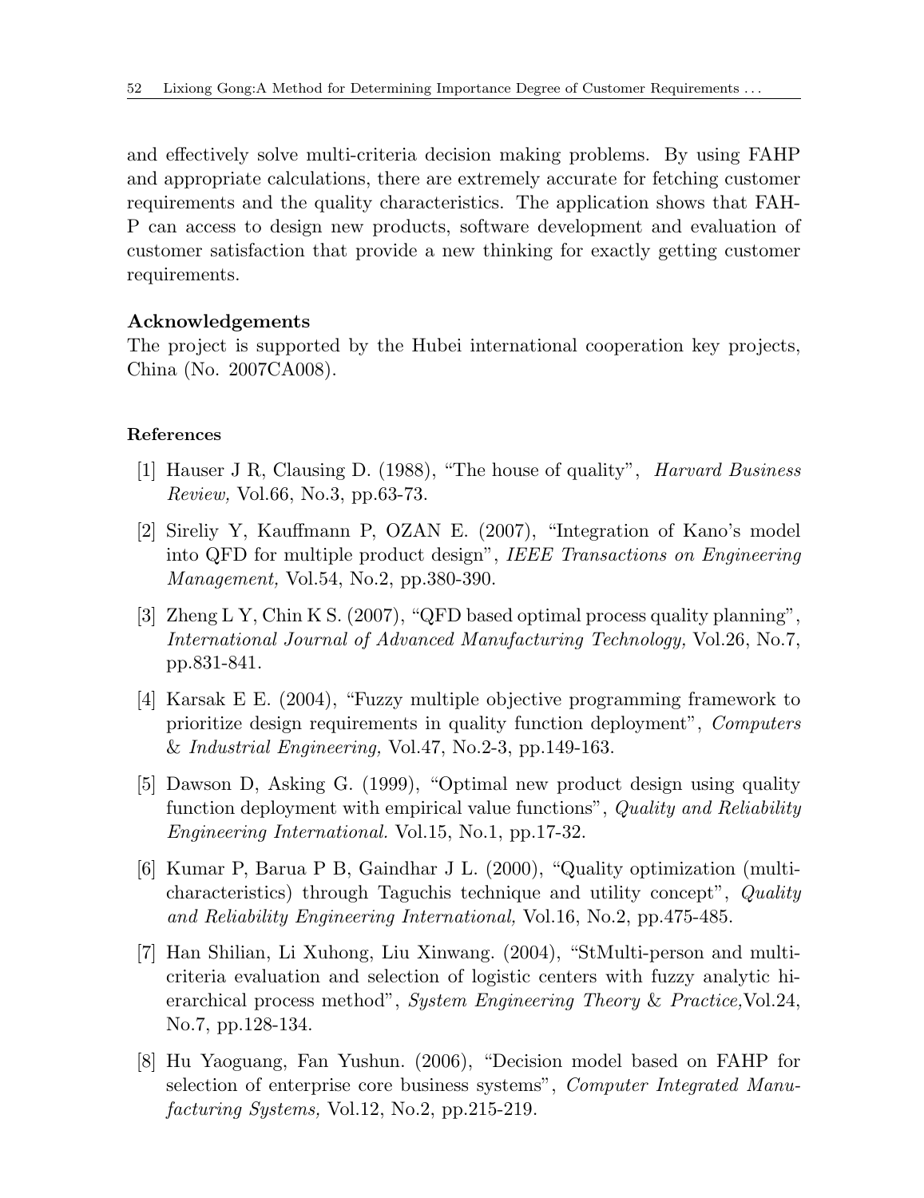and effectively solve multi-criteria decision making problems. By using FAHP and appropriate calculations, there are extremely accurate for fetching customer requirements and the quality characteristics. The application shows that FAHP can access to design new products, software development and evaluation of customer satisfaction that provide a new thinking for exactly getting customer requirements.

### Acknowledgements

The project is supported by the Hubei international cooperation key projects, China (No. 2007CA008).

### References

[1] Hauser J R, Clausing D. (1988), "The house of quality", *Harvard Business Review,* Vol.66, No.3, pp.63-73.

[2] Sireliy Y, Kauffmann P, OZAN E. (2007), "Integration of Kano's model into QFD for multiple product design", *IEEE Transactions on Engineering Management,* Vol.54, No.2, pp.380-390.

[3] Zheng L Y, Chin K S. (2007), "QFD based optimal process quality planning", *International Journal of Advanced Manufacturing Technology,* Vol.26, No.7, pp.831-841.

[4] Karsak E E. (2004), "Fuzzy multiple objective programming framework to prioritize design requirements in quality function deployment", *Computers & Industrial Engineering,* Vol.47, No.2-3, pp.149-163.

[5] Dawson D, Asking G. (1999), "Optimal new product design using quality function deployment with empirical value functions", *Quality and Reliability Engineering International.* Vol.15, No.1, pp.17-32.

[6] Kumar P, Barua P B, Gaindhar J L. (2000), "Quality optimization (multi-characteristics) through Taguchis technique and utility concept", *Quality and Reliability Engineering International,* Vol.16, No.2, pp.475-485.

[7] Han Shilian, Li Xuhong, Liu Xinwang. (2004), "StMulti-person and multi-criteria evaluation and selection of logistic centers with fuzzy analytic hierarchical process method", *System Engineering Theory & Practice,*Vol.24, No.7, pp.128-134.

[8] Hu Yaoguang, Fan Yushun. (2006), "Decision model based on FAHP for selection of enterprise core business systems", *Computer Integrated Manufacturing Systems,* Vol.12, No.2, pp.215-219.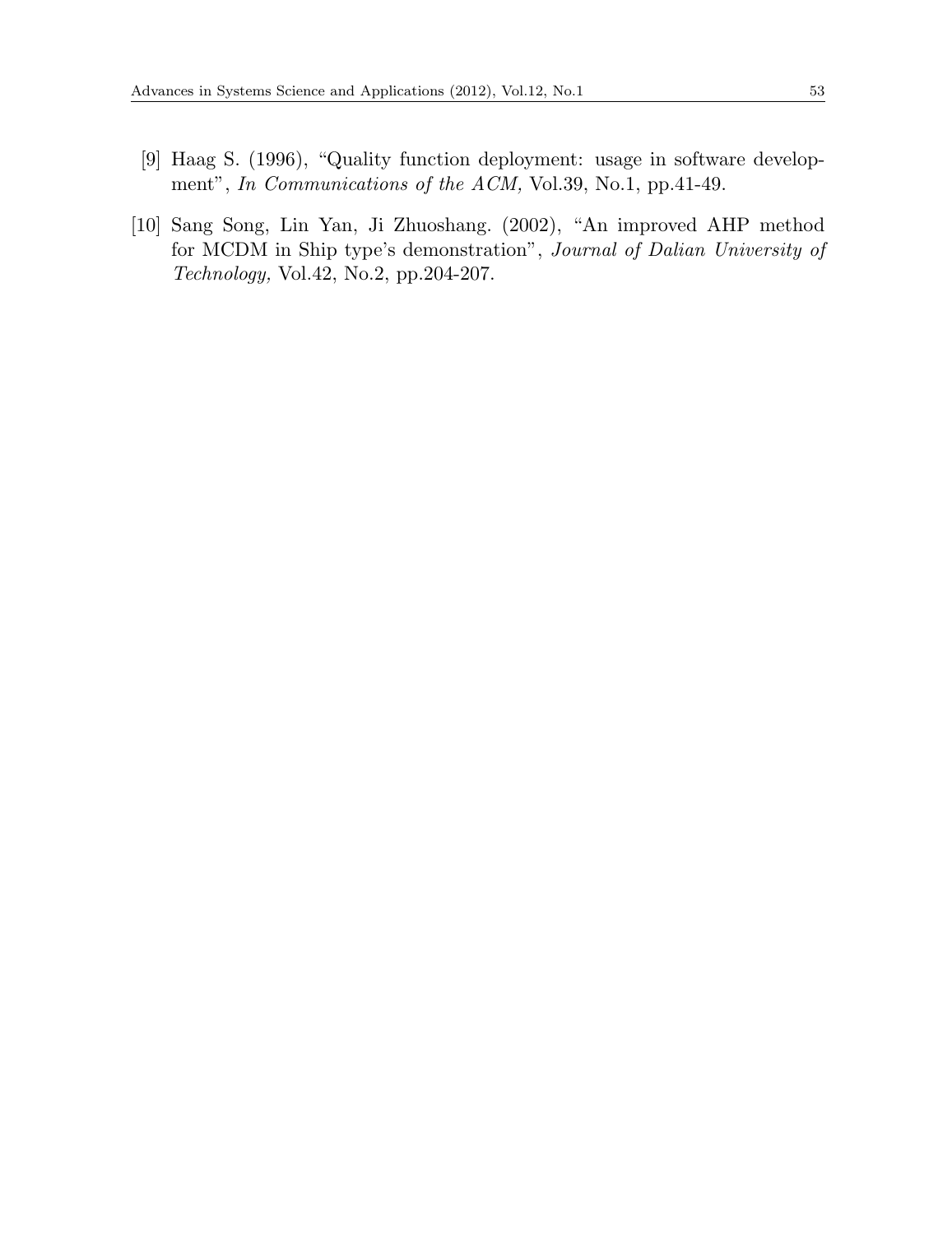[9] Haag S. (1996), "Quality function deployment: usage in software development", *In Communications of the ACM,* Vol.39, No.1, pp.41-49.

[10] Sang Song, Lin Yan, Ji Zhuoshang. (2002), "An improved AHP method for MCDM in Ship type's demonstration", *Journal of Dalian University of Technology,* Vol.42, No.2, pp.204-207.